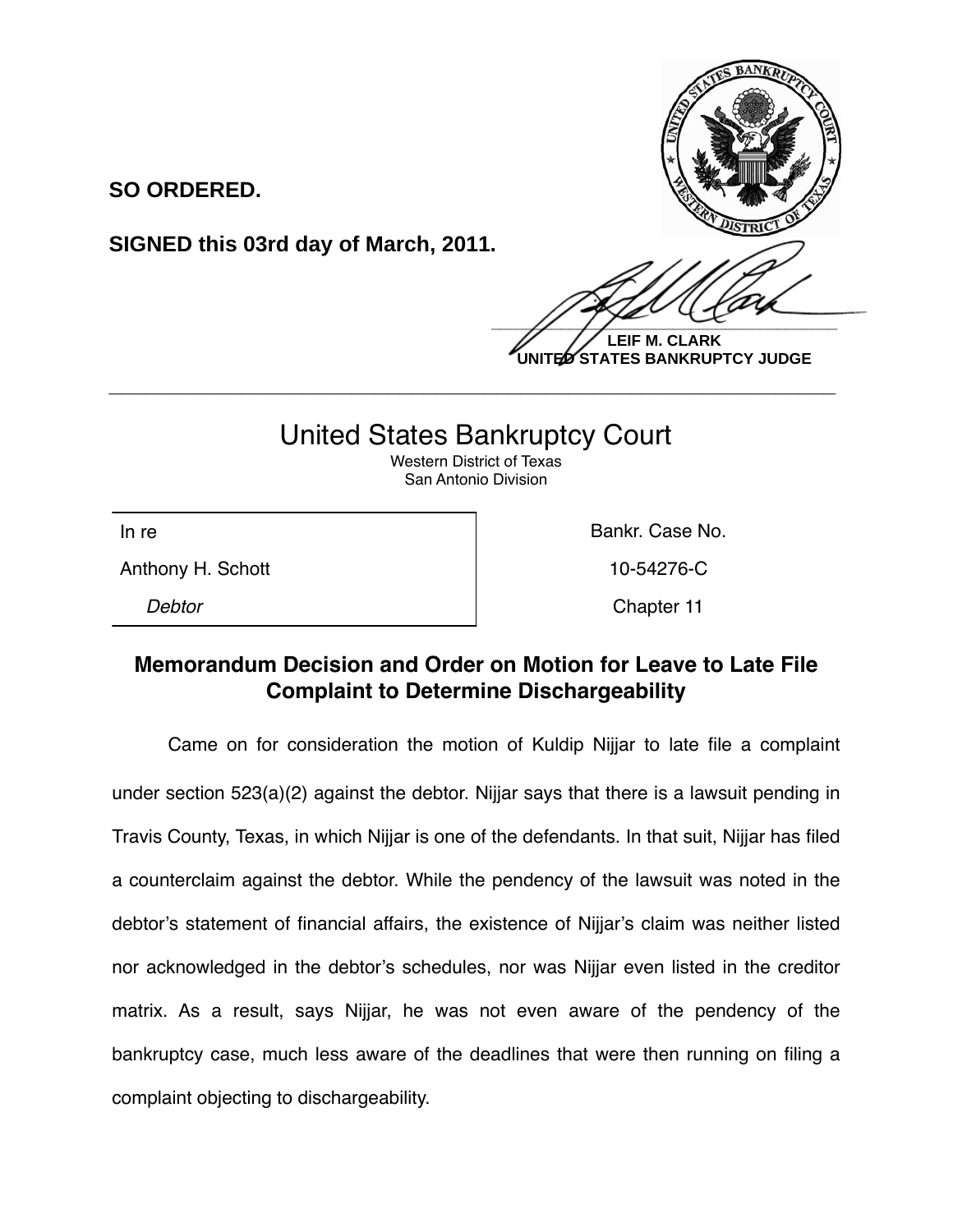**SO ORDERED.**

**SIGNED this 03rd day of March, 2011.**

**LEIF M. CLARK**
**UNITED STATES BANKRUPTCY JUDGE**

---

# United States Bankruptcy Court

Western District of Texas
San Antonio Division

| In re | Bankr. Case No. |
| --- | --- |
| Anthony H. Schott | 10-54276-C |
| *Debtor* | Chapter 11 |

## Memorandum Decision and Order on Motion for Leave to Late File Complaint to Determine Dischargeability

Came on for consideration the motion of Kuldip Nijjar to late file a complaint under section 523(a)(2) against the debtor. Nijjar says that there is a lawsuit pending in Travis County, Texas, in which Nijjar is one of the defendants. In that suit, Nijjar has filed a counterclaim against the debtor. While the pendency of the lawsuit was noted in the debtor's statement of financial affairs, the existence of Nijjar's claim was neither listed nor acknowledged in the debtor's schedules, nor was Nijjar even listed in the creditor matrix. As a result, says Nijjar, he was not even aware of the pendency of the bankruptcy case, much less aware of the deadlines that were then running on filing a complaint objecting to dischargeability.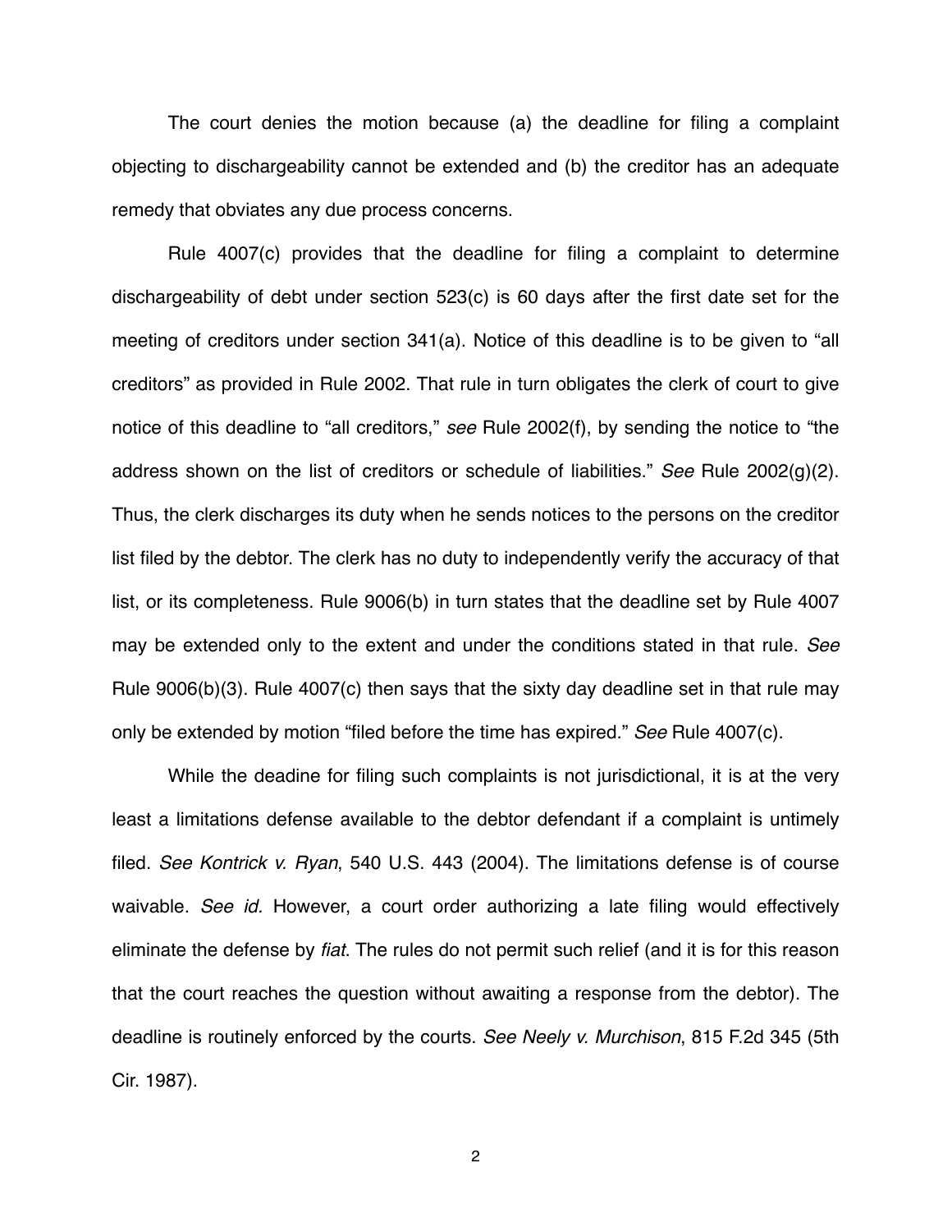The court denies the motion because (a) the deadline for filing a complaint objecting to dischargeability cannot be extended and (b) the creditor has an adequate remedy that obviates any due process concerns.

Rule 4007(c) provides that the deadline for filing a complaint to determine dischargeability of debt under section 523(c) is 60 days after the first date set for the meeting of creditors under section 341(a). Notice of this deadline is to be given to "all creditors" as provided in Rule 2002. That rule in turn obligates the clerk of court to give notice of this deadline to "all creditors," *see* Rule 2002(f), by sending the notice to "the address shown on the list of creditors or schedule of liabilities." *See* Rule 2002(g)(2). Thus, the clerk discharges its duty when he sends notices to the persons on the creditor list filed by the debtor. The clerk has no duty to independently verify the accuracy of that list, or its completeness. Rule 9006(b) in turn states that the deadline set by Rule 4007 may be extended only to the extent and under the conditions stated in that rule. *See* Rule 9006(b)(3). Rule 4007(c) then says that the sixty day deadline set in that rule may only be extended by motion "filed before the time has expired." *See* Rule 4007(c).

While the deadine for filing such complaints is not jurisdictional, it is at the very least a limitations defense available to the debtor defendant if a complaint is untimely filed. *See Kontrick v. Ryan*, 540 U.S. 443 (2004). The limitations defense is of course waivable. *See id.* However, a court order authorizing a late filing would effectively eliminate the defense by *fiat*. The rules do not permit such relief (and it is for this reason that the court reaches the question without awaiting a response from the debtor). The deadline is routinely enforced by the courts. *See Neely v. Murchison*, 815 F.2d 345 (5th Cir. 1987).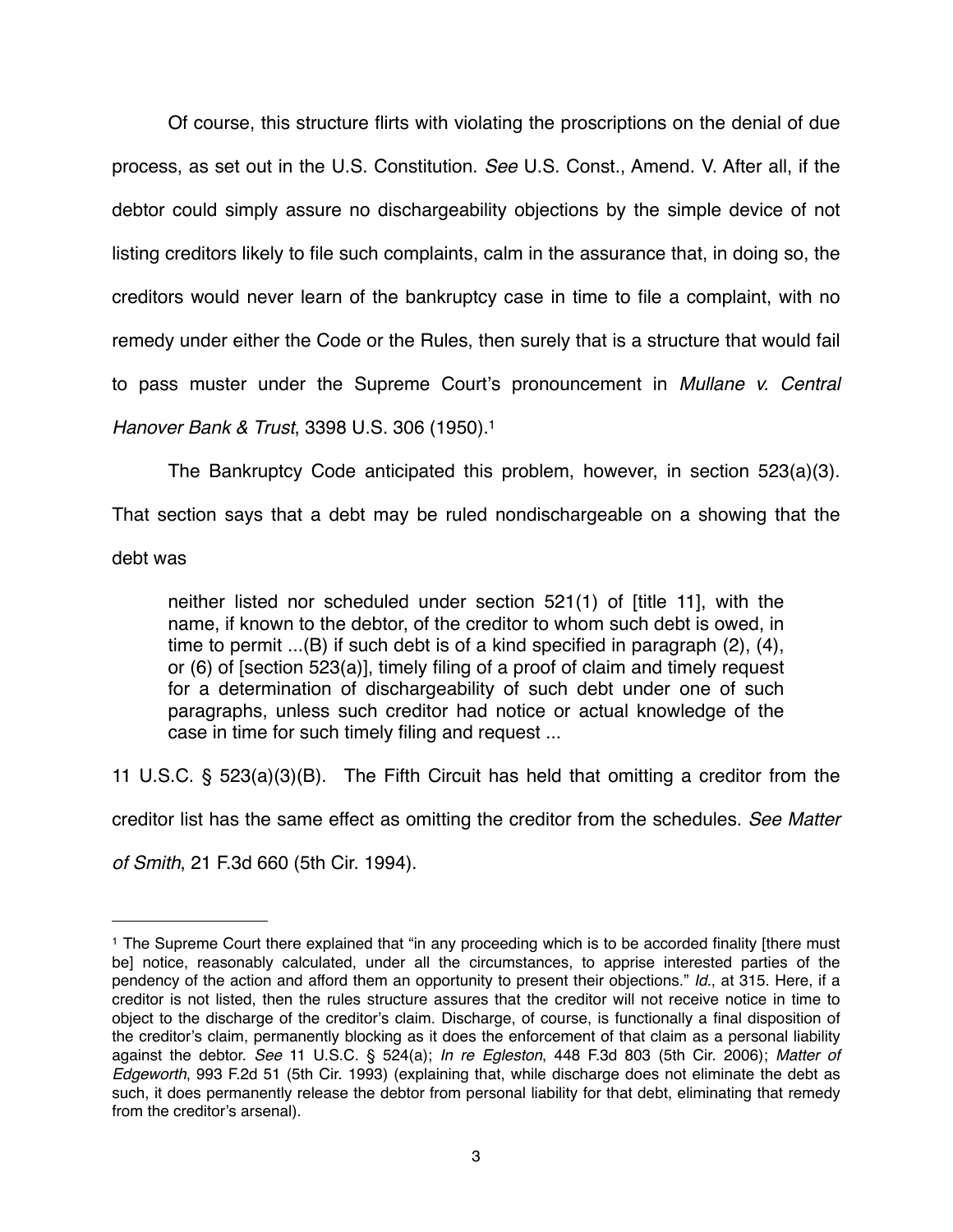Of course, this structure flirts with violating the proscriptions on the denial of due process, as set out in the U.S. Constitution. *See* U.S. Const., Amend. V. After all, if the debtor could simply assure no dischargeability objections by the simple device of not listing creditors likely to file such complaints, calm in the assurance that, in doing so, the creditors would never learn of the bankruptcy case in time to file a complaint, with no remedy under either the Code or the Rules, then surely that is a structure that would fail to pass muster under the Supreme Court's pronouncement in *Mullane v. Central Hanover Bank & Trust*, 3398 U.S. 306 (1950).[1]

The Bankruptcy Code anticipated this problem, however, in section 523(a)(3). That section says that a debt may be ruled nondischargeable on a showing that the debt was

> neither listed nor scheduled under section 521(1) of [title 11], with the name, if known to the debtor, of the creditor to whom such debt is owed, in time to permit ...(B) if such debt is of a kind specified in paragraph (2), (4), or (6) of [section 523(a)], timely filing of a proof of claim and timely request for a determination of dischargeability of such debt under one of such paragraphs, unless such creditor had notice or actual knowledge of the case in time for such timely filing and request ...

11 U.S.C. § 523(a)(3)(B). The Fifth Circuit has held that omitting a creditor from the creditor list has the same effect as omitting the creditor from the schedules. *See Matter of Smith*, 21 F.3d 660 (5th Cir. 1994).

---

[1] The Supreme Court there explained that "in any proceeding which is to be accorded finality [there must be] notice, reasonably calculated, under all the circumstances, to apprise interested parties of the pendency of the action and afford them an opportunity to present their objections." *Id.*, at 315. Here, if a creditor is not listed, then the rules structure assures that the creditor will not receive notice in time to object to the discharge of the creditor's claim. Discharge, of course, is functionally a final disposition of the creditor's claim, permanently blocking as it does the enforcement of that claim as a personal liability against the debtor. *See* 11 U.S.C. § 524(a); *In re Egleston*, 448 F.3d 803 (5th Cir. 2006); *Matter of Edgeworth*, 993 F.2d 51 (5th Cir. 1993) (explaining that, while discharge does not eliminate the debt as such, it does permanently release the debtor from personal liability for that debt, eliminating that remedy from the creditor's arsenal).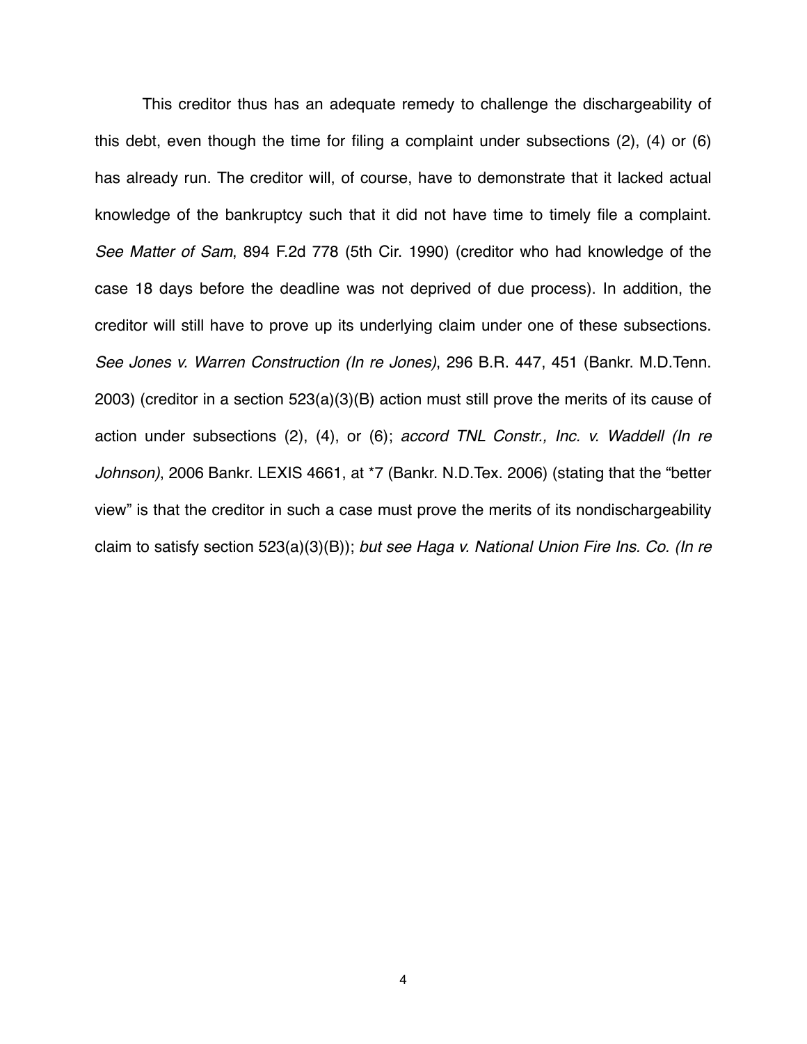This creditor thus has an adequate remedy to challenge the dischargeability of this debt, even though the time for filing a complaint under subsections (2), (4) or (6) has already run. The creditor will, of course, have to demonstrate that it lacked actual knowledge of the bankruptcy such that it did not have time to timely file a complaint. *See Matter of Sam*, 894 F.2d 778 (5th Cir. 1990) (creditor who had knowledge of the case 18 days before the deadline was not deprived of due process). In addition, the creditor will still have to prove up its underlying claim under one of these subsections. *See Jones v. Warren Construction (In re Jones)*, 296 B.R. 447, 451 (Bankr. M.D.Tenn. 2003) (creditor in a section 523(a)(3)(B) action must still prove the merits of its cause of action under subsections (2), (4), or (6); *accord TNL Constr., Inc. v. Waddell (In re Johnson)*, 2006 Bankr. LEXIS 4661, at *7 (Bankr. N.D.Tex. 2006) (stating that the "better view" is that the creditor in such a case must prove the merits of its nondischargeability claim to satisfy section 523(a)(3)(B)); *but see Haga v. National Union Fire Ins. Co. (In re*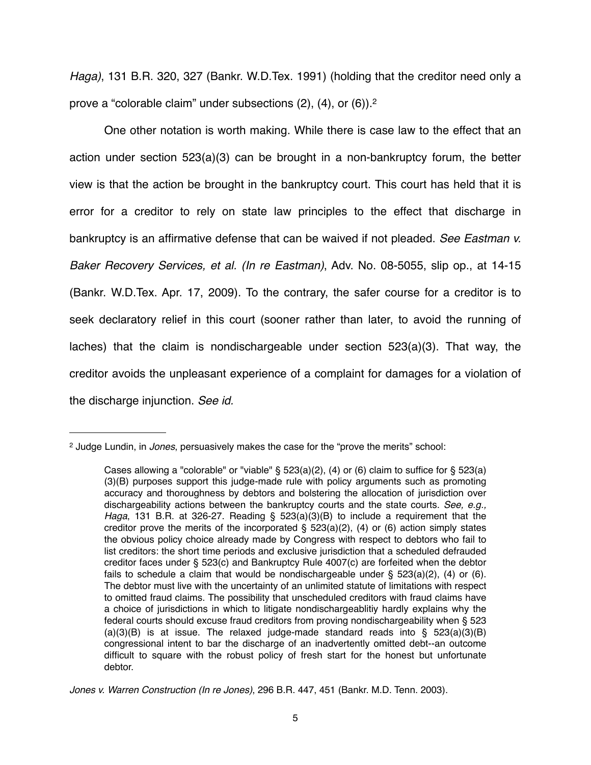*Haga)*, 131 B.R. 320, 327 (Bankr. W.D.Tex. 1991) (holding that the creditor need only a prove a "colorable claim" under subsections (2), (4), or (6)).[2]

One other notation is worth making. While there is case law to the effect that an action under section 523(a)(3) can be brought in a non-bankruptcy forum, the better view is that the action be brought in the bankruptcy court. This court has held that it is error for a creditor to rely on state law principles to the effect that discharge in bankruptcy is an affirmative defense that can be waived if not pleaded. *See Eastman v. Baker Recovery Services, et al. (In re Eastman)*, Adv. No. 08-5055, slip op., at 14-15 (Bankr. W.D.Tex. Apr. 17, 2009). To the contrary, the safer course for a creditor is to seek declaratory relief in this court (sooner rather than later, to avoid the running of laches) that the claim is nondischargeable under section 523(a)(3). That way, the creditor avoids the unpleasant experience of a complaint for damages for a violation of the discharge injunction. *See id.*

---

[2] Judge Lundin, in *Jones*, persuasively makes the case for the "prove the merits" school:

> Cases allowing a "colorable" or "viable" § 523(a)(2), (4) or (6) claim to suffice for § 523(a)(3)(B) purposes support this judge-made rule with policy arguments such as promoting accuracy and thoroughness by debtors and bolstering the allocation of jurisdiction over dischargeability actions between the bankruptcy courts and the state courts. *See, e.g., Haga*, 131 B.R. at 326-27. Reading § 523(a)(3)(B) to include a requirement that the creditor prove the merits of the incorporated § 523(a)(2), (4) or (6) action simply states the obvious policy choice already made by Congress with respect to debtors who fail to list creditors: the short time periods and exclusive jurisdiction that a scheduled defrauded creditor faces under § 523(c) and Bankruptcy Rule 4007(c) are forfeited when the debtor fails to schedule a claim that would be nondischargeable under § 523(a)(2), (4) or (6). The debtor must live with the uncertainty of an unlimited statute of limitations with respect to omitted fraud claims. The possibility that unscheduled creditors with fraud claims have a choice of jurisdictions in which to litigate nondischargeablitiy hardly explains why the federal courts should excuse fraud creditors from proving nondischargeability when § 523(a)(3)(B) is at issue. The relaxed judge-made standard reads into § 523(a)(3)(B) congressional intent to bar the discharge of an inadvertently omitted debt--an outcome difficult to square with the robust policy of fresh start for the honest but unfortunate debtor.

*Jones v. Warren Construction (In re Jones)*, 296 B.R. 447, 451 (Bankr. M.D. Tenn. 2003).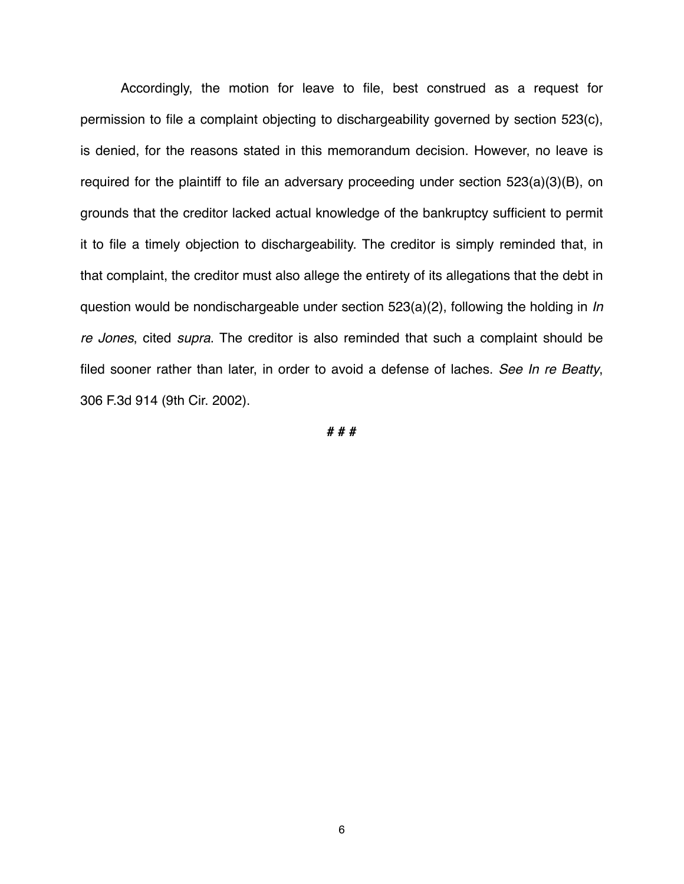Accordingly, the motion for leave to file, best construed as a request for permission to file a complaint objecting to dischargeability governed by section 523(c), is denied, for the reasons stated in this memorandum decision. However, no leave is required for the plaintiff to file an adversary proceeding under section 523(a)(3)(B), on grounds that the creditor lacked actual knowledge of the bankruptcy sufficient to permit it to file a timely objection to dischargeability. The creditor is simply reminded that, in that complaint, the creditor must also allege the entirety of its allegations that the debt in question would be nondischargeable under section 523(a)(2), following the holding in *In re Jones*, cited *supra*. The creditor is also reminded that such a complaint should be filed sooner rather than later, in order to avoid a defense of laches. *See In re Beatty*, 306 F.3d 914 (9th Cir. 2002).

**# # #**